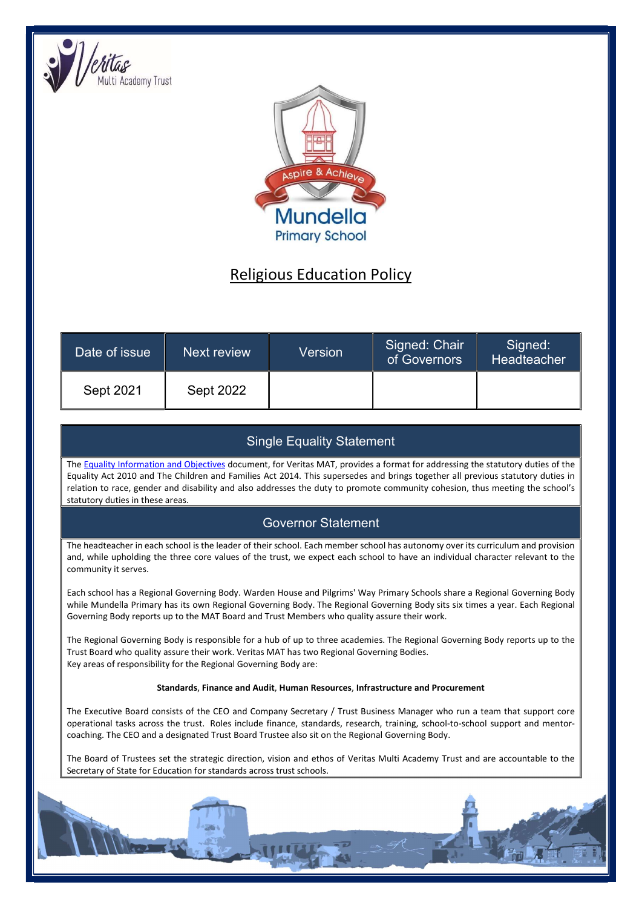# Religious Education Policy

| Date of issue | Next review | Version | Signed: Chair of Governors | Signed: Headteacher |
|---|---|---|---|---|
| Sept 2021 | Sept 2022 | | | |

## Single Equality Statement

The [Equality Information and Objectives]() document, for Veritas MAT, provides a format for addressing the statutory duties of the Equality Act 2010 and The Children and Families Act 2014. This supersedes and brings together all previous statutory duties in relation to race, gender and disability and also addresses the duty to promote community cohesion, thus meeting the school's statutory duties in these areas.

## Governor Statement

The headteacher in each school is the leader of their school. Each member school has autonomy over its curriculum and provision and, while upholding the three core values of the trust, we expect each school to have an individual character relevant to the community it serves.

Each school has a Regional Governing Body. Warden House and Pilgrims' Way Primary Schools share a Regional Governing Body while Mundella Primary has its own Regional Governing Body. The Regional Governing Body sits six times a year. Each Regional Governing Body reports up to the MAT Board and Trust Members who quality assure their work.

The Regional Governing Body is responsible for a hub of up to three academies. The Regional Governing Body reports up to the Trust Board who quality assure their work. Veritas MAT has two Regional Governing Bodies.
Key areas of responsibility for the Regional Governing Body are:

**Standards**, **Finance and Audit**, **Human Resources**, **Infrastructure and Procurement**

The Executive Board consists of the CEO and Company Secretary / Trust Business Manager who run a team that support core operational tasks across the trust. Roles include finance, standards, research, training, school-to-school support and mentor-coaching. The CEO and a designated Trust Board Trustee also sit on the Regional Governing Body.

The Board of Trustees set the strategic direction, vision and ethos of Veritas Multi Academy Trust and are accountable to the Secretary of State for Education for standards across trust schools.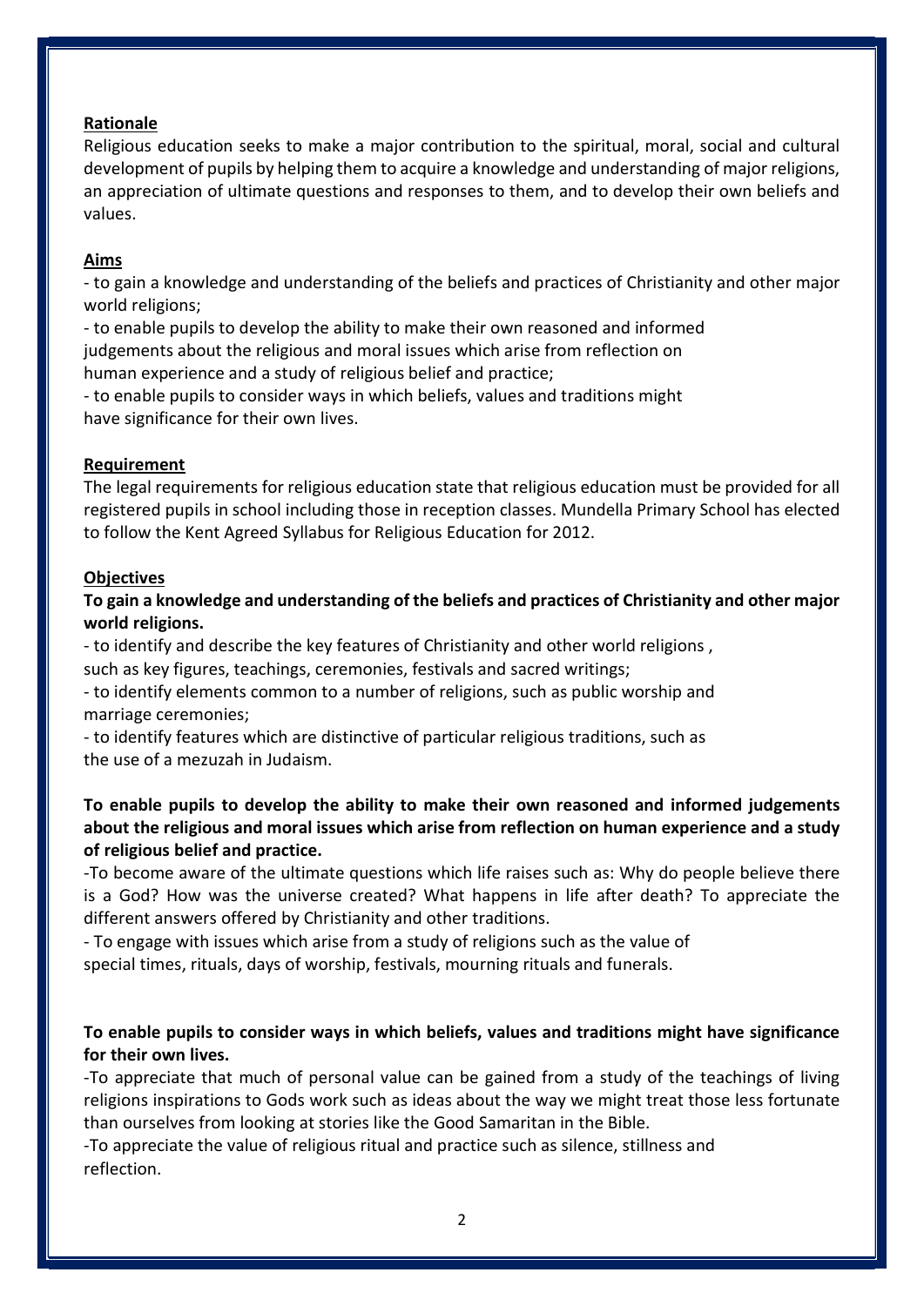**Rationale**

Religious education seeks to make a major contribution to the spiritual, moral, social and cultural development of pupils by helping them to acquire a knowledge and understanding of major religions, an appreciation of ultimate questions and responses to them, and to develop their own beliefs and values.

**Aims**

- to gain a knowledge and understanding of the beliefs and practices of Christianity and other major world religions;
- to enable pupils to develop the ability to make their own reasoned and informed judgements about the religious and moral issues which arise from reflection on human experience and a study of religious belief and practice;
- to enable pupils to consider ways in which beliefs, values and traditions might have significance for their own lives.

**Requirement**

The legal requirements for religious education state that religious education must be provided for all registered pupils in school including those in reception classes. Mundella Primary School has elected to follow the Kent Agreed Syllabus for Religious Education for 2012.

**Objectives**

**To gain a knowledge and understanding of the beliefs and practices of Christianity and other major world religions.**

- to identify and describe the key features of Christianity and other world religions , such as key figures, teachings, ceremonies, festivals and sacred writings;
- to identify elements common to a number of religions, such as public worship and marriage ceremonies;
- to identify features which are distinctive of particular religious traditions, such as the use of a mezuzah in Judaism.

**To enable pupils to develop the ability to make their own reasoned and informed judgements about the religious and moral issues which arise from reflection on human experience and a study of religious belief and practice.**

- To become aware of the ultimate questions which life raises such as: Why do people believe there is a God? How was the universe created? What happens in life after death? To appreciate the different answers offered by Christianity and other traditions.
- To engage with issues which arise from a study of religions such as the value of special times, rituals, days of worship, festivals, mourning rituals and funerals.

**To enable pupils to consider ways in which beliefs, values and traditions might have significance for their own lives.**

- To appreciate that much of personal value can be gained from a study of the teachings of living religions inspirations to Gods work such as ideas about the way we might treat those less fortunate than ourselves from looking at stories like the Good Samaritan in the Bible.
- To appreciate the value of religious ritual and practice such as silence, stillness and reflection.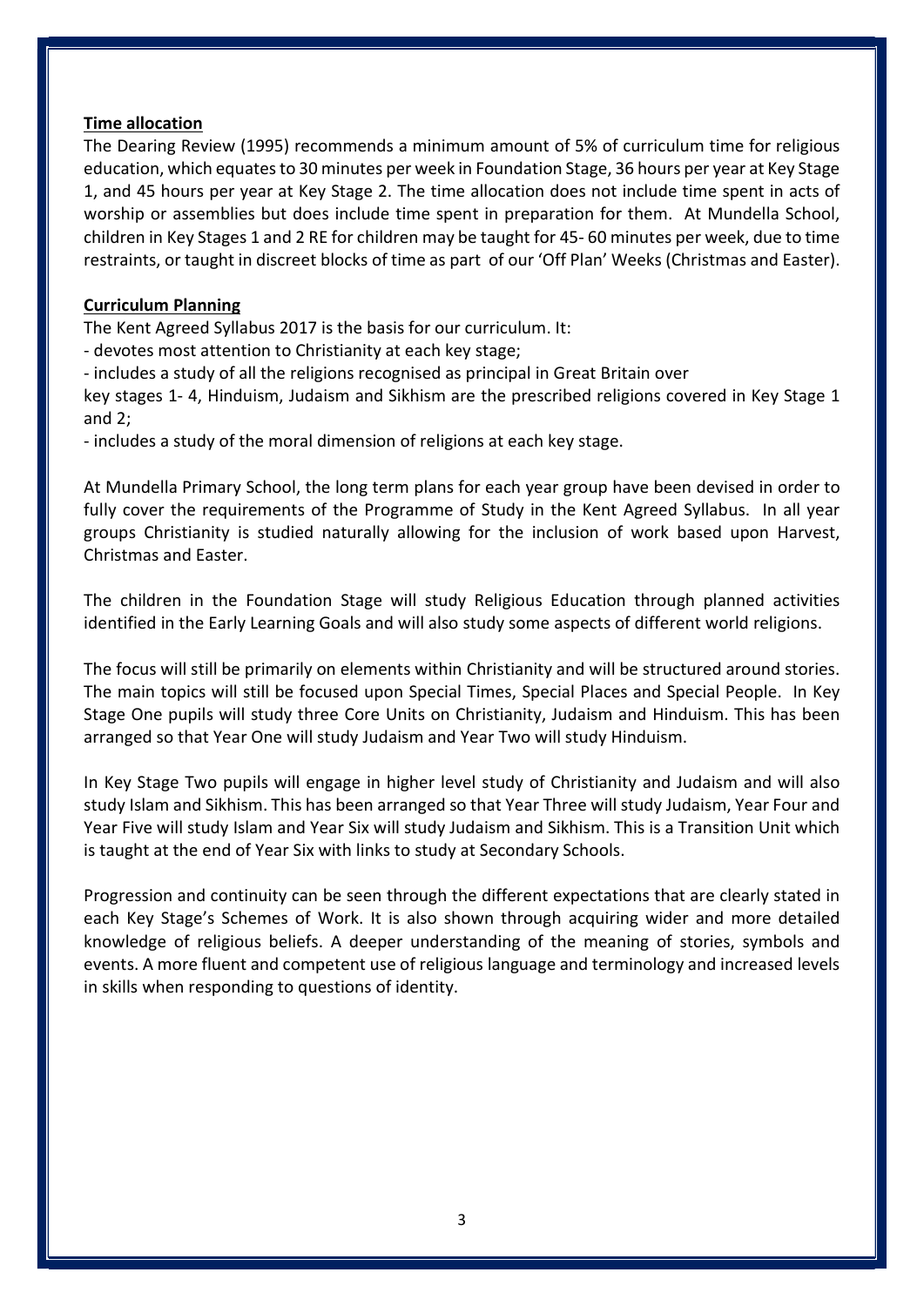**Time allocation**

The Dearing Review (1995) recommends a minimum amount of 5% of curriculum time for religious education, which equates to 30 minutes per week in Foundation Stage, 36 hours per year at Key Stage 1, and 45 hours per year at Key Stage 2. The time allocation does not include time spent in acts of worship or assemblies but does include time spent in preparation for them. At Mundella School, children in Key Stages 1 and 2 RE for children may be taught for 45- 60 minutes per week, due to time restraints, or taught in discreet blocks of time as part of our 'Off Plan' Weeks (Christmas and Easter).

**Curriculum Planning**

The Kent Agreed Syllabus 2017 is the basis for our curriculum. It:

- devotes most attention to Christianity at each key stage;
- includes a study of all the religions recognised as principal in Great Britain over key stages 1- 4, Hinduism, Judaism and Sikhism are the prescribed religions covered in Key Stage 1 and 2;
- includes a study of the moral dimension of religions at each key stage.

At Mundella Primary School, the long term plans for each year group have been devised in order to fully cover the requirements of the Programme of Study in the Kent Agreed Syllabus. In all year groups Christianity is studied naturally allowing for the inclusion of work based upon Harvest, Christmas and Easter.

The children in the Foundation Stage will study Religious Education through planned activities identified in the Early Learning Goals and will also study some aspects of different world religions.

The focus will still be primarily on elements within Christianity and will be structured around stories. The main topics will still be focused upon Special Times, Special Places and Special People. In Key Stage One pupils will study three Core Units on Christianity, Judaism and Hinduism. This has been arranged so that Year One will study Judaism and Year Two will study Hinduism.

In Key Stage Two pupils will engage in higher level study of Christianity and Judaism and will also study Islam and Sikhism. This has been arranged so that Year Three will study Judaism, Year Four and Year Five will study Islam and Year Six will study Judaism and Sikhism. This is a Transition Unit which is taught at the end of Year Six with links to study at Secondary Schools.

Progression and continuity can be seen through the different expectations that are clearly stated in each Key Stage's Schemes of Work. It is also shown through acquiring wider and more detailed knowledge of religious beliefs. A deeper understanding of the meaning of stories, symbols and events. A more fluent and competent use of religious language and terminology and increased levels in skills when responding to questions of identity.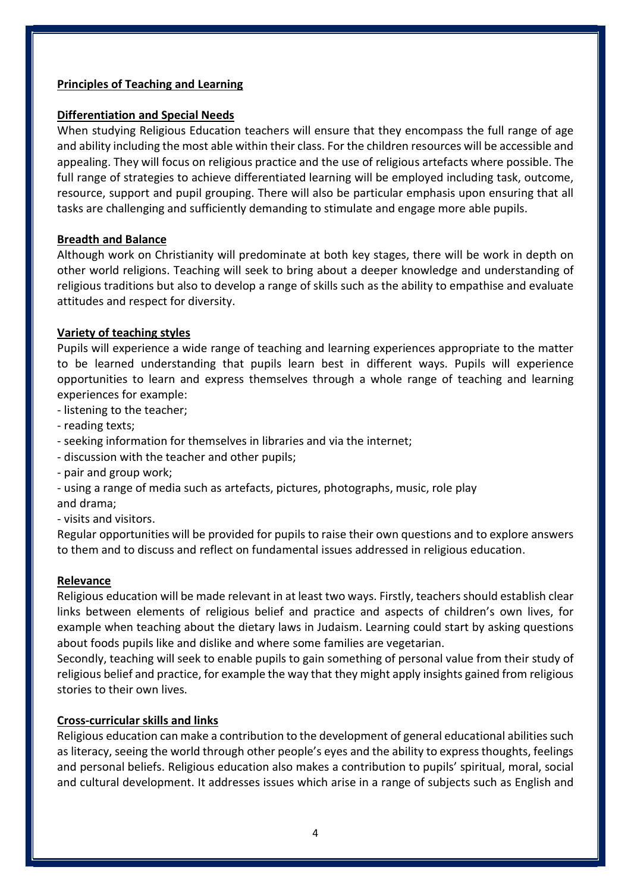## Principles of Teaching and Learning

### Differentiation and Special Needs

When studying Religious Education teachers will ensure that they encompass the full range of age and ability including the most able within their class. For the children resources will be accessible and appealing. They will focus on religious practice and the use of religious artefacts where possible. The full range of strategies to achieve differentiated learning will be employed including task, outcome, resource, support and pupil grouping. There will also be particular emphasis upon ensuring that all tasks are challenging and sufficiently demanding to stimulate and engage more able pupils.

### Breadth and Balance

Although work on Christianity will predominate at both key stages, there will be work in depth on other world religions. Teaching will seek to bring about a deeper knowledge and understanding of religious traditions but also to develop a range of skills such as the ability to empathise and evaluate attitudes and respect for diversity.

### Variety of teaching styles

Pupils will experience a wide range of teaching and learning experiences appropriate to the matter to be learned understanding that pupils learn best in different ways. Pupils will experience opportunities to learn and express themselves through a whole range of teaching and learning experiences for example:

- listening to the teacher;
- reading texts;
- seeking information for themselves in libraries and via the internet;
- discussion with the teacher and other pupils;
- pair and group work;
- using a range of media such as artefacts, pictures, photographs, music, role play and drama;
- visits and visitors.

Regular opportunities will be provided for pupils to raise their own questions and to explore answers to them and to discuss and reflect on fundamental issues addressed in religious education.

### Relevance

Religious education will be made relevant in at least two ways. Firstly, teachers should establish clear links between elements of religious belief and practice and aspects of children's own lives, for example when teaching about the dietary laws in Judaism. Learning could start by asking questions about foods pupils like and dislike and where some families are vegetarian.

Secondly, teaching will seek to enable pupils to gain something of personal value from their study of religious belief and practice, for example the way that they might apply insights gained from religious stories to their own lives.

### Cross-curricular skills and links

Religious education can make a contribution to the development of general educational abilities such as literacy, seeing the world through other people's eyes and the ability to express thoughts, feelings and personal beliefs. Religious education also makes a contribution to pupils' spiritual, moral, social and cultural development. It addresses issues which arise in a range of subjects such as English and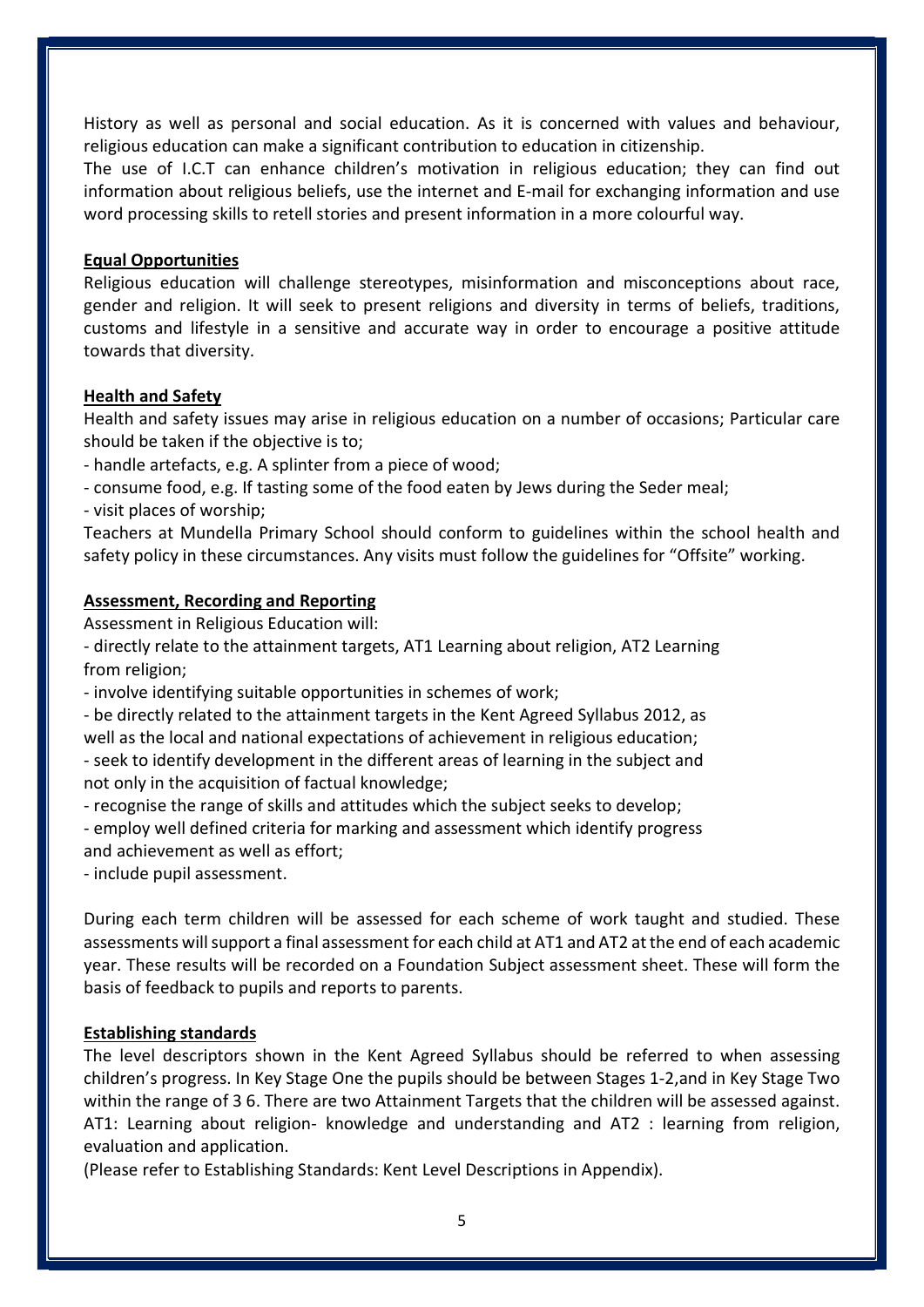History as well as personal and social education. As it is concerned with values and behaviour, religious education can make a significant contribution to education in citizenship.

The use of I.C.T can enhance children's motivation in religious education; they can find out information about religious beliefs, use the internet and E-mail for exchanging information and use word processing skills to retell stories and present information in a more colourful way.

**Equal Opportunities**

Religious education will challenge stereotypes, misinformation and misconceptions about race, gender and religion. It will seek to present religions and diversity in terms of beliefs, traditions, customs and lifestyle in a sensitive and accurate way in order to encourage a positive attitude towards that diversity.

**Health and Safety**

Health and safety issues may arise in religious education on a number of occasions; Particular care should be taken if the objective is to;

- handle artefacts, e.g. A splinter from a piece of wood;
- consume food, e.g. If tasting some of the food eaten by Jews during the Seder meal;
- visit places of worship;

Teachers at Mundella Primary School should conform to guidelines within the school health and safety policy in these circumstances. Any visits must follow the guidelines for "Offsite" working.

**Assessment, Recording and Reporting**

Assessment in Religious Education will:

- directly relate to the attainment targets, AT1 Learning about religion, AT2 Learning from religion;
- involve identifying suitable opportunities in schemes of work;
- be directly related to the attainment targets in the Kent Agreed Syllabus 2012, as well as the local and national expectations of achievement in religious education;
- seek to identify development in the different areas of learning in the subject and not only in the acquisition of factual knowledge;
- recognise the range of skills and attitudes which the subject seeks to develop;
- employ well defined criteria for marking and assessment which identify progress and achievement as well as effort;
- include pupil assessment.

During each term children will be assessed for each scheme of work taught and studied. These assessments will support a final assessment for each child at AT1 and AT2 at the end of each academic year. These results will be recorded on a Foundation Subject assessment sheet. These will form the basis of feedback to pupils and reports to parents.

**Establishing standards**

The level descriptors shown in the Kent Agreed Syllabus should be referred to when assessing children's progress. In Key Stage One the pupils should be between Stages 1-2,and in Key Stage Two within the range of 3 6. There are two Attainment Targets that the children will be assessed against. AT1: Learning about religion- knowledge and understanding and AT2 : learning from religion, evaluation and application.

(Please refer to Establishing Standards: Kent Level Descriptions in Appendix).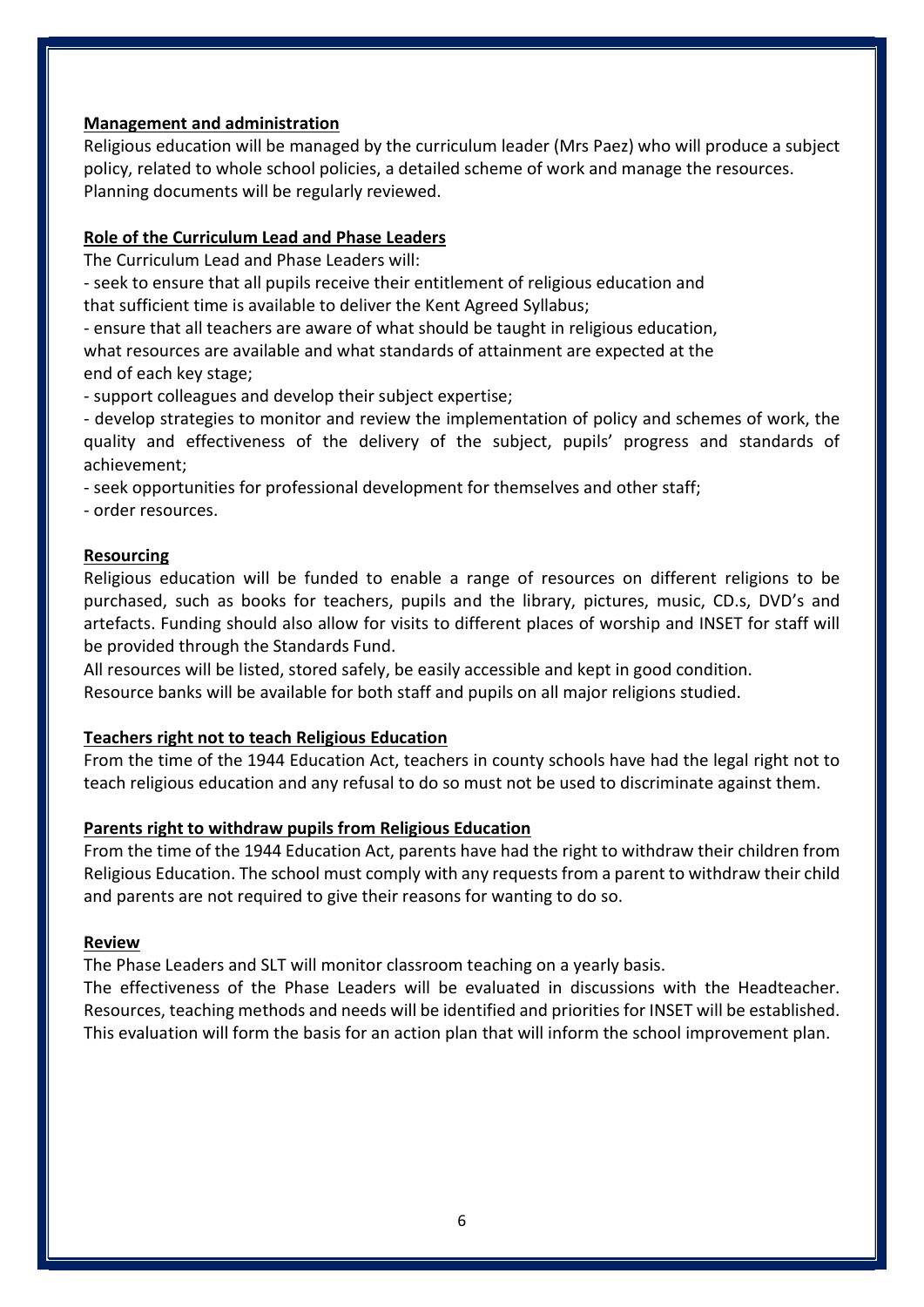## Management and administration

Religious education will be managed by the curriculum leader (Mrs Paez) who will produce a subject policy, related to whole school policies, a detailed scheme of work and manage the resources. Planning documents will be regularly reviewed.

## Role of the Curriculum Lead and Phase Leaders

The Curriculum Lead and Phase Leaders will:

- seek to ensure that all pupils receive their entitlement of religious education and that sufficient time is available to deliver the Kent Agreed Syllabus;
- ensure that all teachers are aware of what should be taught in religious education, what resources are available and what standards of attainment are expected at the end of each key stage;
- support colleagues and develop their subject expertise;
- develop strategies to monitor and review the implementation of policy and schemes of work, the quality and effectiveness of the delivery of the subject, pupils' progress and standards of achievement;
- seek opportunities for professional development for themselves and other staff;
- order resources.

## Resourcing

Religious education will be funded to enable a range of resources on different religions to be purchased, such as books for teachers, pupils and the library, pictures, music, CD.s, DVD's and artefacts. Funding should also allow for visits to different places of worship and INSET for staff will be provided through the Standards Fund.

All resources will be listed, stored safely, be easily accessible and kept in good condition.

Resource banks will be available for both staff and pupils on all major religions studied.

## Teachers right not to teach Religious Education

From the time of the 1944 Education Act, teachers in county schools have had the legal right not to teach religious education and any refusal to do so must not be used to discriminate against them.

## Parents right to withdraw pupils from Religious Education

From the time of the 1944 Education Act, parents have had the right to withdraw their children from Religious Education. The school must comply with any requests from a parent to withdraw their child and parents are not required to give their reasons for wanting to do so.

## Review

The Phase Leaders and SLT will monitor classroom teaching on a yearly basis.

The effectiveness of the Phase Leaders will be evaluated in discussions with the Headteacher. Resources, teaching methods and needs will be identified and priorities for INSET will be established. This evaluation will form the basis for an action plan that will inform the school improvement plan.